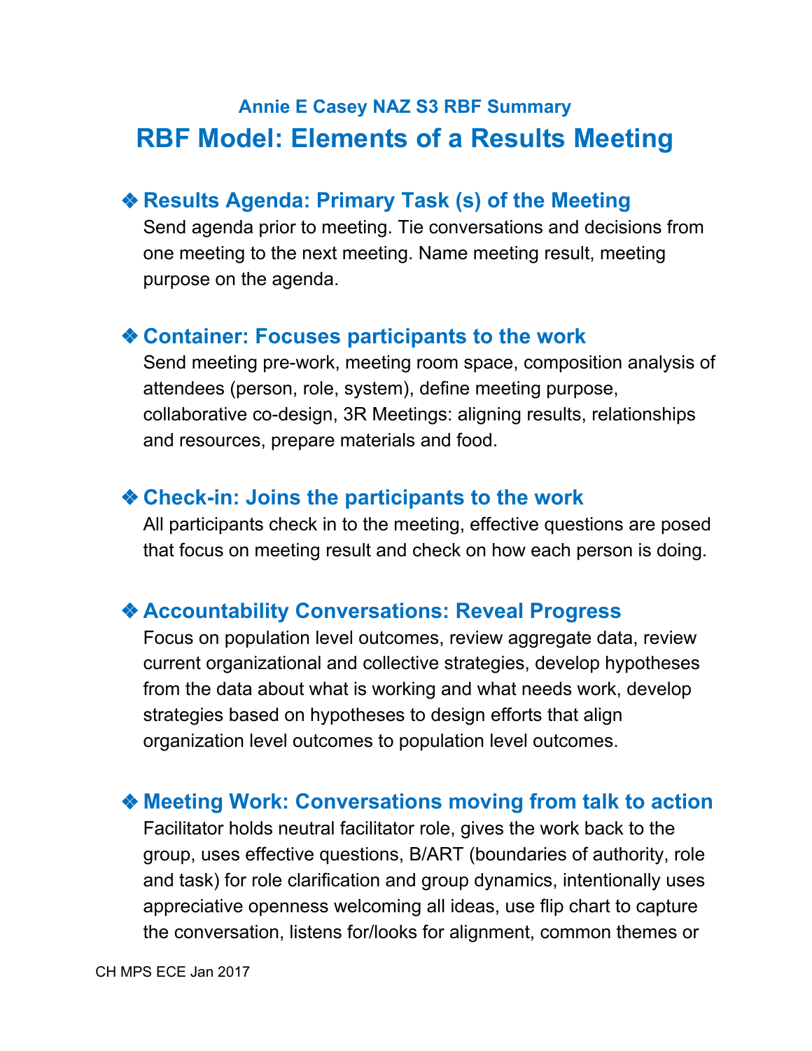### Annie E Casey NAZ S3 RBF Summary

# RBF Model: Elements of a Results Meeting

## ❖ Results Agenda: Primary Task (s) of the Meeting

Send agenda prior to meeting. Tie conversations and decisions from one meeting to the next meeting. Name meeting result, meeting purpose on the agenda.

## ❖ Container: Focuses participants to the work

Send meeting pre-work, meeting room space, composition analysis of attendees (person, role, system), define meeting purpose, collaborative co-design, 3R Meetings: aligning results, relationships and resources, prepare materials and food.

## ❖ Check-in: Joins the participants to the work

All participants check in to the meeting, effective questions are posed that focus on meeting result and check on how each person is doing.

## ❖ Accountability Conversations: Reveal Progress

Focus on population level outcomes, review aggregate data, review current organizational and collective strategies, develop hypotheses from the data about what is working and what needs work, develop strategies based on hypotheses to design efforts that align organization level outcomes to population level outcomes.

## ❖ Meeting Work: Conversations moving from talk to action

Facilitator holds neutral facilitator role, gives the work back to the group, uses effective questions, B/ART (boundaries of authority, role and task) for role clarification and group dynamics, intentionally uses appreciative openness welcoming all ideas, use flip chart to capture the conversation, listens for/looks for alignment, common themes or

CH MPS ECE Jan 2017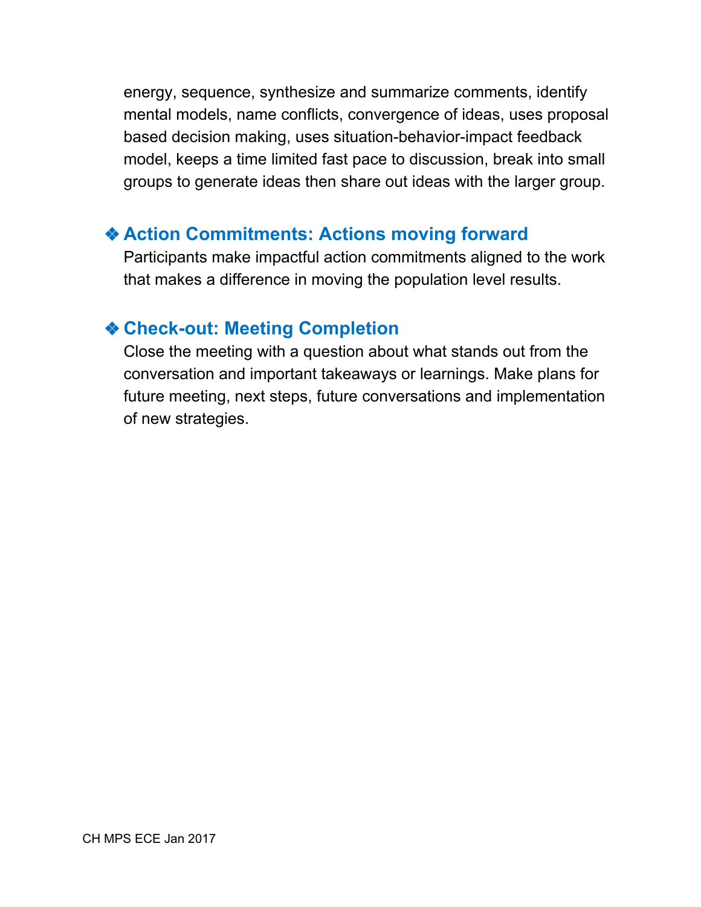energy, sequence, synthesize and summarize comments, identify mental models, name conflicts, convergence of ideas, uses proposal based decision making, uses situation-behavior-impact feedback model, keeps a time limited fast pace to discussion, break into small groups to generate ideas then share out ideas with the larger group.

- ### Action Commitments: Actions moving forward

  Participants make impactful action commitments aligned to the work that makes a difference in moving the population level results.

- ### Check-out: Meeting Completion

  Close the meeting with a question about what stands out from the conversation and important takeaways or learnings. Make plans for future meeting, next steps, future conversations and implementation of new strategies.